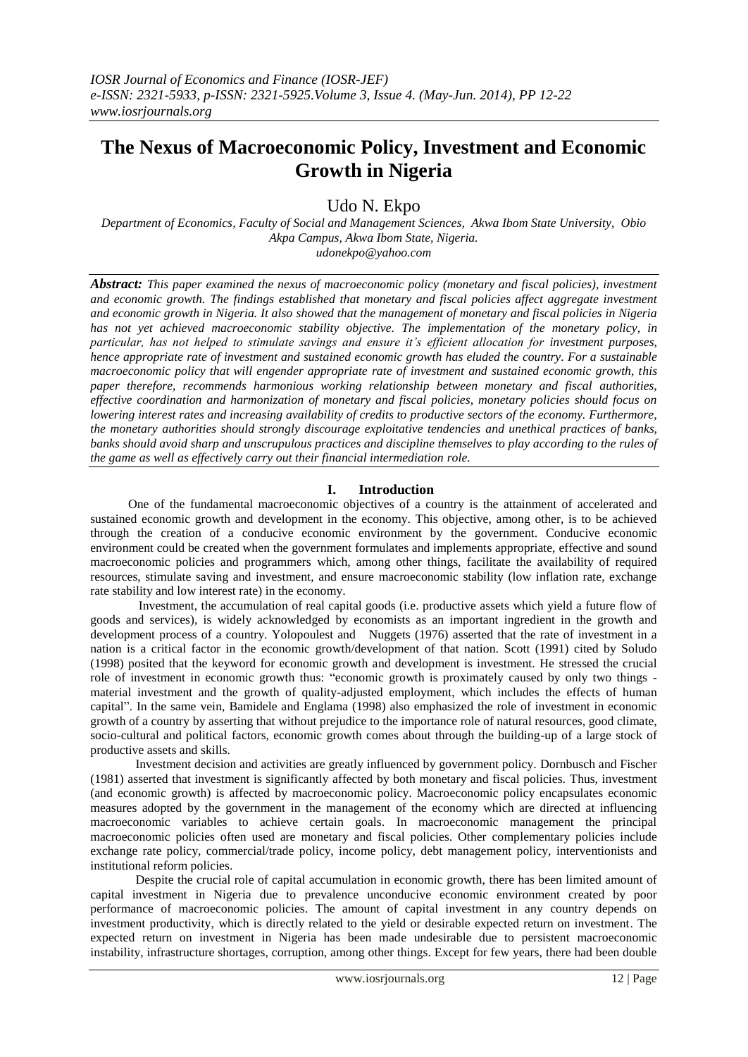# The Nexus of Macroeconomic Policy, Investment and Economic Growth in Nigeria

Udo N. Ekpo

*Department of Economics, Faculty of Social and Management Sciences, Akwa Ibom State University, Obio Akpa Campus, Akwa Ibom State, Nigeria.*
*udonekpo@yahoo.com*

***Abstract:*** *This paper examined the nexus of macroeconomic policy (monetary and fiscal policies), investment and economic growth. The findings established that monetary and fiscal policies affect aggregate investment and economic growth in Nigeria. It also showed that the management of monetary and fiscal policies in Nigeria has not yet achieved macroeconomic stability objective. The implementation of the monetary policy, in particular, has not helped to stimulate savings and ensure it's efficient allocation for investment purposes, hence appropriate rate of investment and sustained economic growth has eluded the country. For a sustainable macroeconomic policy that will engender appropriate rate of investment and sustained economic growth, this paper therefore, recommends harmonious working relationship between monetary and fiscal authorities, effective coordination and harmonization of monetary and fiscal policies, monetary policies should focus on lowering interest rates and increasing availability of credits to productive sectors of the economy. Furthermore, the monetary authorities should strongly discourage exploitative tendencies and unethical practices of banks, banks should avoid sharp and unscrupulous practices and discipline themselves to play according to the rules of the game as well as effectively carry out their financial intermediation role.*

## I. Introduction

One of the fundamental macroeconomic objectives of a country is the attainment of accelerated and sustained economic growth and development in the economy. This objective, among other, is to be achieved through the creation of a conducive economic environment by the government. Conducive economic environment could be created when the government formulates and implements appropriate, effective and sound macroeconomic policies and programmers which, among other things, facilitate the availability of required resources, stimulate saving and investment, and ensure macroeconomic stability (low inflation rate, exchange rate stability and low interest rate) in the economy.

Investment, the accumulation of real capital goods (i.e. productive assets which yield a future flow of goods and services), is widely acknowledged by economists as an important ingredient in the growth and development process of a country. Yolopoulest and Nuggets (1976) asserted that the rate of investment in a nation is a critical factor in the economic growth/development of that nation. Scott (1991) cited by Soludo (1998) posited that the keyword for economic growth and development is investment. He stressed the crucial role of investment in economic growth thus: "economic growth is proximately caused by only two things - material investment and the growth of quality-adjusted employment, which includes the effects of human capital". In the same vein, Bamidele and Englama (1998) also emphasized the role of investment in economic growth of a country by asserting that without prejudice to the importance role of natural resources, good climate, socio-cultural and political factors, economic growth comes about through the building-up of a large stock of productive assets and skills.

Investment decision and activities are greatly influenced by government policy. Dornbusch and Fischer (1981) asserted that investment is significantly affected by both monetary and fiscal policies. Thus, investment (and economic growth) is affected by macroeconomic policy. Macroeconomic policy encapsulates economic measures adopted by the government in the management of the economy which are directed at influencing macroeconomic variables to achieve certain goals. In macroeconomic management the principal macroeconomic policies often used are monetary and fiscal policies. Other complementary policies include exchange rate policy, commercial/trade policy, income policy, debt management policy, interventionists and institutional reform policies.

Despite the crucial role of capital accumulation in economic growth, there has been limited amount of capital investment in Nigeria due to prevalence unconducive economic environment created by poor performance of macroeconomic policies. The amount of capital investment in any country depends on investment productivity, which is directly related to the yield or desirable expected return on investment. The expected return on investment in Nigeria has been made undesirable due to persistent macroeconomic instability, infrastructure shortages, corruption, among other things. Except for few years, there had been double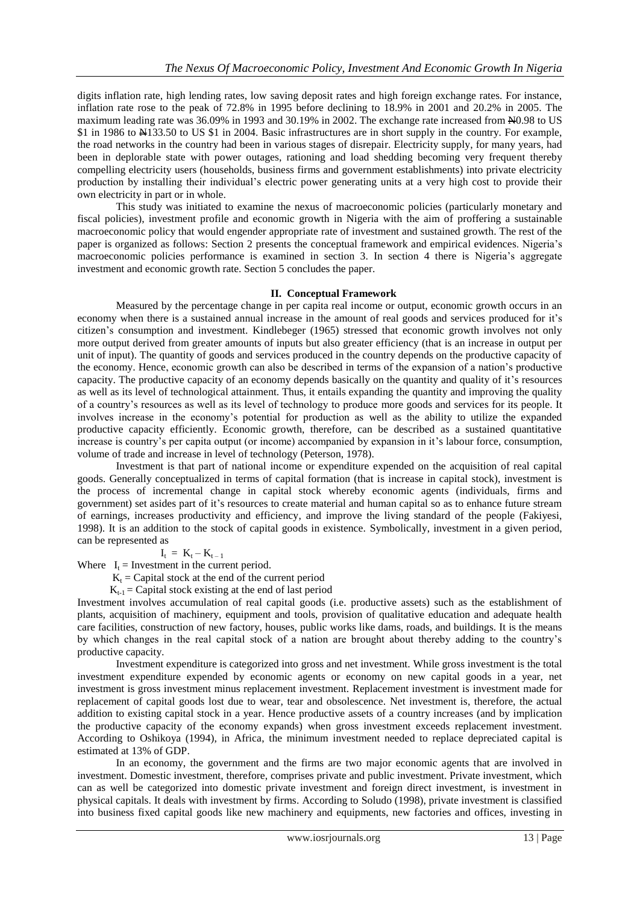digits inflation rate, high lending rates, low saving deposit rates and high foreign exchange rates. For instance, inflation rate rose to the peak of 72.8% in 1995 before declining to 18.9% in 2001 and 20.2% in 2005. The maximum leading rate was 36.09% in 1993 and 30.19% in 2002. The exchange rate increased from ₦0.98 to US $1 in 1986 to ₦133.50 to US $1 in 2004. Basic infrastructures are in short supply in the country. For example, the road networks in the country had been in various stages of disrepair. Electricity supply, for many years, had been in deplorable state with power outages, rationing and load shedding becoming very frequent thereby compelling electricity users (households, business firms and government establishments) into private electricity production by installing their individual's electric power generating units at a very high cost to provide their own electricity in part or in whole.

This study was initiated to examine the nexus of macroeconomic policies (particularly monetary and fiscal policies), investment profile and economic growth in Nigeria with the aim of proffering a sustainable macroeconomic policy that would engender appropriate rate of investment and sustained growth. The rest of the paper is organized as follows: Section 2 presents the conceptual framework and empirical evidences. Nigeria's macroeconomic policies performance is examined in section 3. In section 4 there is Nigeria's aggregate investment and economic growth rate. Section 5 concludes the paper.

## II. Conceptual Framework

Measured by the percentage change in per capita real income or output, economic growth occurs in an economy when there is a sustained annual increase in the amount of real goods and services produced for it's citizen's consumption and investment. Kindlebeger (1965) stressed that economic growth involves not only more output derived from greater amounts of inputs but also greater efficiency (that is an increase in output per unit of input). The quantity of goods and services produced in the country depends on the productive capacity of the economy. Hence, economic growth can also be described in terms of the expansion of a nation's productive capacity. The productive capacity of an economy depends basically on the quantity and quality of it's resources as well as its level of technological attainment. Thus, it entails expanding the quantity and improving the quality of a country's resources as well as its level of technology to produce more goods and services for its people. It involves increase in the economy's potential for production as well as the ability to utilize the expanded productive capacity efficiently. Economic growth, therefore, can be described as a sustained quantitative increase is country's per capita output (or income) accompanied by expansion in it's labour force, consumption, volume of trade and increase in level of technology (Peterson, 1978).

Investment is that part of national income or expenditure expended on the acquisition of real capital goods. Generally conceptualized in terms of capital formation (that is increase in capital stock), investment is the process of incremental change in capital stock whereby economic agents (individuals, firms and government) set asides part of it's resources to create material and human capital so as to enhance future stream of earnings, increases productivity and efficiency, and improve the living standard of the people (Fakiyesi, 1998). It is an addition to the stock of capital goods in existence. Symbolically, investment in a given period, can be represented as

$$I_t = K_t - K_{t-1}$$

Where $I_t$ = Investment in the current period.

$K_t$ = Capital stock at the end of the current period

$K_{t-1}$ = Capital stock existing at the end of last period

Investment involves accumulation of real capital goods (i.e. productive assets) such as the establishment of plants, acquisition of machinery, equipment and tools, provision of qualitative education and adequate health care facilities, construction of new factory, houses, public works like dams, roads, and buildings. It is the means by which changes in the real capital stock of a nation are brought about thereby adding to the country's productive capacity.

Investment expenditure is categorized into gross and net investment. While gross investment is the total investment expenditure expended by economic agents or economy on new capital goods in a year, net investment is gross investment minus replacement investment. Replacement investment is investment made for replacement of capital goods lost due to wear, tear and obsolescence. Net investment is, therefore, the actual addition to existing capital stock in a year. Hence productive assets of a country increases (and by implication the productive capacity of the economy expands) when gross investment exceeds replacement investment. According to Oshikoya (1994), in Africa, the minimum investment needed to replace depreciated capital is estimated at 13% of GDP.

In an economy, the government and the firms are two major economic agents that are involved in investment. Domestic investment, therefore, comprises private and public investment. Private investment, which can as well be categorized into domestic private investment and foreign direct investment, is investment in physical capitals. It deals with investment by firms. According to Soludo (1998), private investment is classified into business fixed capital goods like new machinery and equipments, new factories and offices, investing in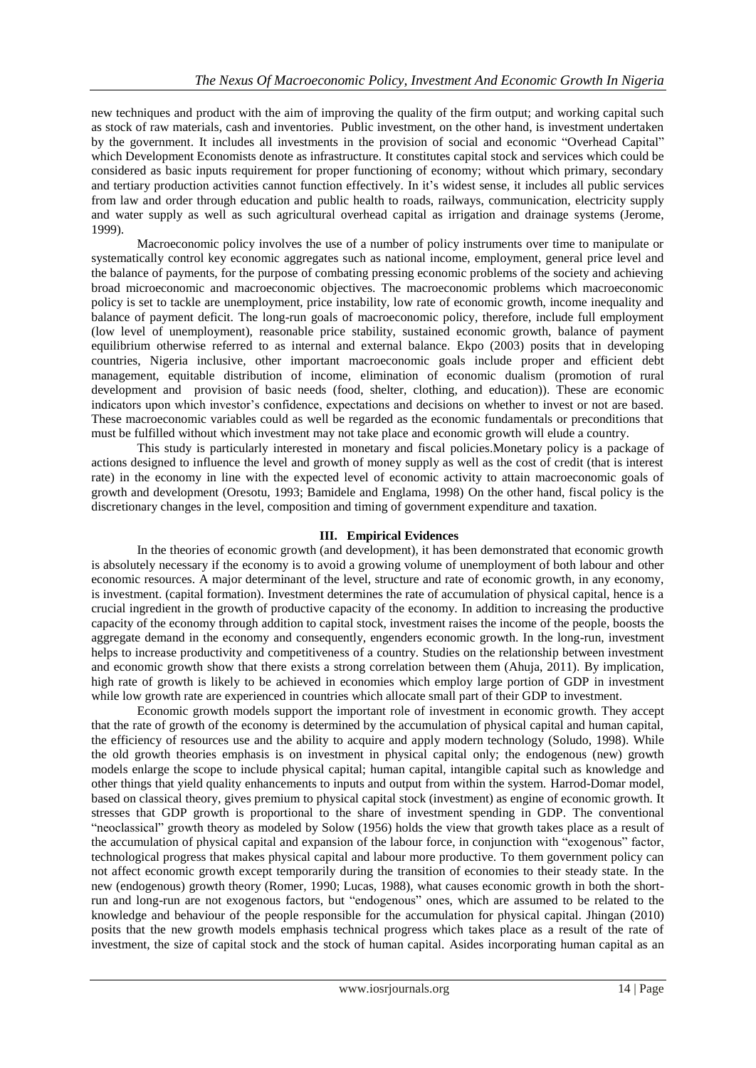new techniques and product with the aim of improving the quality of the firm output; and working capital such as stock of raw materials, cash and inventories. Public investment, on the other hand, is investment undertaken by the government. It includes all investments in the provision of social and economic "Overhead Capital" which Development Economists denote as infrastructure. It constitutes capital stock and services which could be considered as basic inputs requirement for proper functioning of economy; without which primary, secondary and tertiary production activities cannot function effectively. In it's widest sense, it includes all public services from law and order through education and public health to roads, railways, communication, electricity supply and water supply as well as such agricultural overhead capital as irrigation and drainage systems (Jerome, 1999).

Macroeconomic policy involves the use of a number of policy instruments over time to manipulate or systematically control key economic aggregates such as national income, employment, general price level and the balance of payments, for the purpose of combating pressing economic problems of the society and achieving broad microeconomic and macroeconomic objectives. The macroeconomic problems which macroeconomic policy is set to tackle are unemployment, price instability, low rate of economic growth, income inequality and balance of payment deficit. The long-run goals of macroeconomic policy, therefore, include full employment (low level of unemployment), reasonable price stability, sustained economic growth, balance of payment equilibrium otherwise referred to as internal and external balance. Ekpo (2003) posits that in developing countries, Nigeria inclusive, other important macroeconomic goals include proper and efficient debt management, equitable distribution of income, elimination of economic dualism (promotion of rural development and provision of basic needs (food, shelter, clothing, and education)). These are economic indicators upon which investor's confidence, expectations and decisions on whether to invest or not are based. These macroeconomic variables could as well be regarded as the economic fundamentals or preconditions that must be fulfilled without which investment may not take place and economic growth will elude a country.

This study is particularly interested in monetary and fiscal policies.Monetary policy is a package of actions designed to influence the level and growth of money supply as well as the cost of credit (that is interest rate) in the economy in line with the expected level of economic activity to attain macroeconomic goals of growth and development (Oresotu, 1993; Bamidele and Englama, 1998) On the other hand, fiscal policy is the discretionary changes in the level, composition and timing of government expenditure and taxation.

## III. Empirical Evidences

In the theories of economic growth (and development), it has been demonstrated that economic growth is absolutely necessary if the economy is to avoid a growing volume of unemployment of both labour and other economic resources. A major determinant of the level, structure and rate of economic growth, in any economy, is investment. (capital formation). Investment determines the rate of accumulation of physical capital, hence is a crucial ingredient in the growth of productive capacity of the economy. In addition to increasing the productive capacity of the economy through addition to capital stock, investment raises the income of the people, boosts the aggregate demand in the economy and consequently, engenders economic growth. In the long-run, investment helps to increase productivity and competitiveness of a country. Studies on the relationship between investment and economic growth show that there exists a strong correlation between them (Ahuja, 2011). By implication, high rate of growth is likely to be achieved in economies which employ large portion of GDP in investment while low growth rate are experienced in countries which allocate small part of their GDP to investment.

Economic growth models support the important role of investment in economic growth. They accept that the rate of growth of the economy is determined by the accumulation of physical capital and human capital, the efficiency of resources use and the ability to acquire and apply modern technology (Soludo, 1998). While the old growth theories emphasis is on investment in physical capital only; the endogenous (new) growth models enlarge the scope to include physical capital; human capital, intangible capital such as knowledge and other things that yield quality enhancements to inputs and output from within the system. Harrod-Domar model, based on classical theory, gives premium to physical capital stock (investment) as engine of economic growth. It stresses that GDP growth is proportional to the share of investment spending in GDP. The conventional "neoclassical" growth theory as modeled by Solow (1956) holds the view that growth takes place as a result of the accumulation of physical capital and expansion of the labour force, in conjunction with "exogenous" factor, technological progress that makes physical capital and labour more productive. To them government policy can not affect economic growth except temporarily during the transition of economies to their steady state. In the new (endogenous) growth theory (Romer, 1990; Lucas, 1988), what causes economic growth in both the short-run and long-run are not exogenous factors, but "endogenous" ones, which are assumed to be related to the knowledge and behaviour of the people responsible for the accumulation for physical capital. Jhingan (2010) posits that the new growth models emphasis technical progress which takes place as a result of the rate of investment, the size of capital stock and the stock of human capital. Asides incorporating human capital as an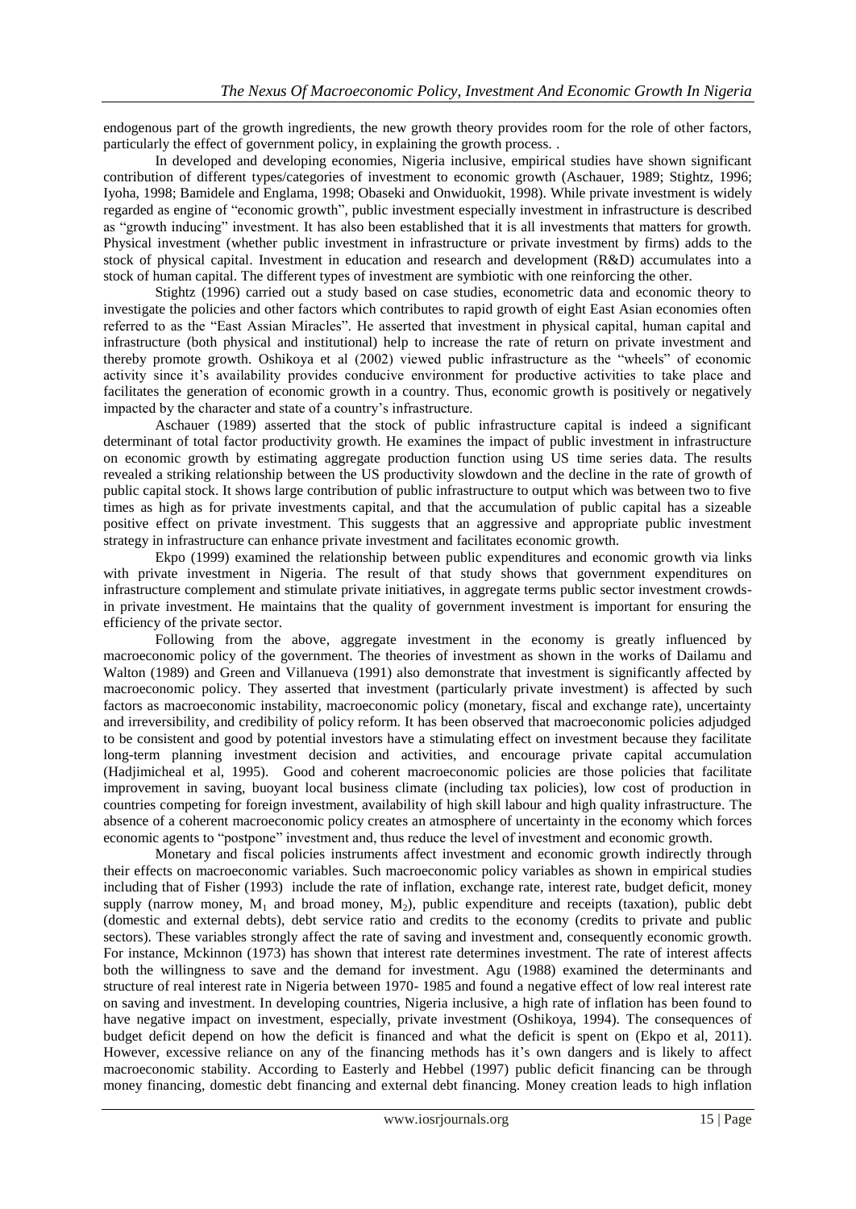endogenous part of the growth ingredients, the new growth theory provides room for the role of other factors, particularly the effect of government policy, in explaining the growth process. .

In developed and developing economies, Nigeria inclusive, empirical studies have shown significant contribution of different types/categories of investment to economic growth (Aschauer, 1989; Stightz, 1996; Iyoha, 1998; Bamidele and Englama, 1998; Obaseki and Onwiduokit, 1998). While private investment is widely regarded as engine of "economic growth", public investment especially investment in infrastructure is described as "growth inducing" investment. It has also been established that it is all investments that matters for growth. Physical investment (whether public investment in infrastructure or private investment by firms) adds to the stock of physical capital. Investment in education and research and development (R&D) accumulates into a stock of human capital. The different types of investment are symbiotic with one reinforcing the other.

Stightz (1996) carried out a study based on case studies, econometric data and economic theory to investigate the policies and other factors which contributes to rapid growth of eight East Asian economies often referred to as the "East Assian Miracles". He asserted that investment in physical capital, human capital and infrastructure (both physical and institutional) help to increase the rate of return on private investment and thereby promote growth. Oshikoya et al (2002) viewed public infrastructure as the "wheels" of economic activity since it's availability provides conducive environment for productive activities to take place and facilitates the generation of economic growth in a country. Thus, economic growth is positively or negatively impacted by the character and state of a country's infrastructure.

Aschauer (1989) asserted that the stock of public infrastructure capital is indeed a significant determinant of total factor productivity growth. He examines the impact of public investment in infrastructure on economic growth by estimating aggregate production function using US time series data. The results revealed a striking relationship between the US productivity slowdown and the decline in the rate of growth of public capital stock. It shows large contribution of public infrastructure to output which was between two to five times as high as for private investments capital, and that the accumulation of public capital has a sizeable positive effect on private investment. This suggests that an aggressive and appropriate public investment strategy in infrastructure can enhance private investment and facilitates economic growth.

Ekpo (1999) examined the relationship between public expenditures and economic growth via links with private investment in Nigeria. The result of that study shows that government expenditures on infrastructure complement and stimulate private initiatives, in aggregate terms public sector investment crowds-in private investment. He maintains that the quality of government investment is important for ensuring the efficiency of the private sector.

Following from the above, aggregate investment in the economy is greatly influenced by macroeconomic policy of the government. The theories of investment as shown in the works of Dailamu and Walton (1989) and Green and Villanueva (1991) also demonstrate that investment is significantly affected by macroeconomic policy. They asserted that investment (particularly private investment) is affected by such factors as macroeconomic instability, macroeconomic policy (monetary, fiscal and exchange rate), uncertainty and irreversibility, and credibility of policy reform. It has been observed that macroeconomic policies adjudged to be consistent and good by potential investors have a stimulating effect on investment because they facilitate long-term planning investment decision and activities, and encourage private capital accumulation (Hadjimicheal et al, 1995). Good and coherent macroeconomic policies are those policies that facilitate improvement in saving, buoyant local business climate (including tax policies), low cost of production in countries competing for foreign investment, availability of high skill labour and high quality infrastructure. The absence of a coherent macroeconomic policy creates an atmosphere of uncertainty in the economy which forces economic agents to "postpone" investment and, thus reduce the level of investment and economic growth.

Monetary and fiscal policies instruments affect investment and economic growth indirectly through their effects on macroeconomic variables. Such macroeconomic policy variables as shown in empirical studies including that of Fisher (1993) include the rate of inflation, exchange rate, interest rate, budget deficit, money supply (narrow money, $M_1$ and broad money, $M_2$), public expenditure and receipts (taxation), public debt (domestic and external debts), debt service ratio and credits to the economy (credits to private and public sectors). These variables strongly affect the rate of saving and investment and, consequently economic growth. For instance, Mckinnon (1973) has shown that interest rate determines investment. The rate of interest affects both the willingness to save and the demand for investment. Agu (1988) examined the determinants and structure of real interest rate in Nigeria between 1970- 1985 and found a negative effect of low real interest rate on saving and investment. In developing countries, Nigeria inclusive, a high rate of inflation has been found to have negative impact on investment, especially, private investment (Oshikoya, 1994). The consequences of budget deficit depend on how the deficit is financed and what the deficit is spent on (Ekpo et al, 2011). However, excessive reliance on any of the financing methods has it's own dangers and is likely to affect macroeconomic stability. According to Easterly and Hebbel (1997) public deficit financing can be through money financing, domestic debt financing and external debt financing. Money creation leads to high inflation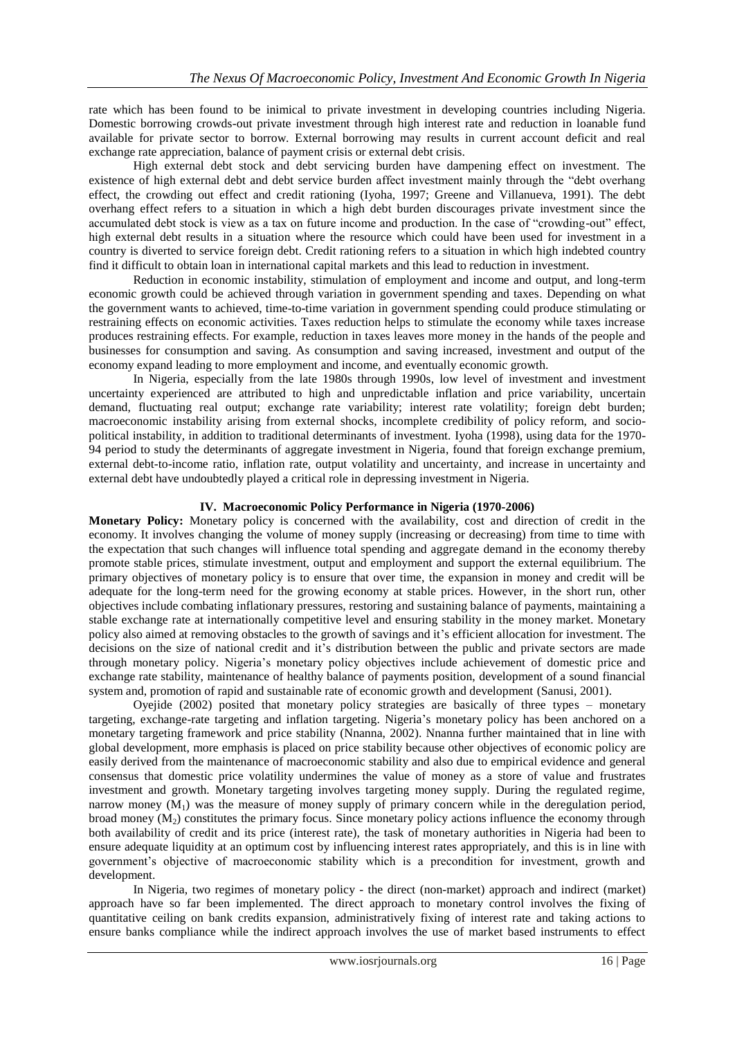rate which has been found to be inimical to private investment in developing countries including Nigeria. Domestic borrowing crowds-out private investment through high interest rate and reduction in loanable fund available for private sector to borrow. External borrowing may results in current account deficit and real exchange rate appreciation, balance of payment crisis or external debt crisis.

High external debt stock and debt servicing burden have dampening effect on investment. The existence of high external debt and debt service burden affect investment mainly through the "debt overhang effect, the crowding out effect and credit rationing (Iyoha, 1997; Greene and Villanueva, 1991). The debt overhang effect refers to a situation in which a high debt burden discourages private investment since the accumulated debt stock is view as a tax on future income and production. In the case of "crowding-out" effect, high external debt results in a situation where the resource which could have been used for investment in a country is diverted to service foreign debt. Credit rationing refers to a situation in which high indebted country find it difficult to obtain loan in international capital markets and this lead to reduction in investment.

Reduction in economic instability, stimulation of employment and income and output, and long-term economic growth could be achieved through variation in government spending and taxes. Depending on what the government wants to achieved, time-to-time variation in government spending could produce stimulating or restraining effects on economic activities. Taxes reduction helps to stimulate the economy while taxes increase produces restraining effects. For example, reduction in taxes leaves more money in the hands of the people and businesses for consumption and saving. As consumption and saving increased, investment and output of the economy expand leading to more employment and income, and eventually economic growth.

In Nigeria, especially from the late 1980s through 1990s, low level of investment and investment uncertainty experienced are attributed to high and unpredictable inflation and price variability, uncertain demand, fluctuating real output; exchange rate variability; interest rate volatility; foreign debt burden; macroeconomic instability arising from external shocks, incomplete credibility of policy reform, and socio-political instability, in addition to traditional determinants of investment. Iyoha (1998), using data for the 1970-94 period to study the determinants of aggregate investment in Nigeria, found that foreign exchange premium, external debt-to-income ratio, inflation rate, output volatility and uncertainty, and increase in uncertainty and external debt have undoubtedly played a critical role in depressing investment in Nigeria.

## IV. Macroeconomic Policy Performance in Nigeria (1970-2006)

**Monetary Policy:** Monetary policy is concerned with the availability, cost and direction of credit in the economy. It involves changing the volume of money supply (increasing or decreasing) from time to time with the expectation that such changes will influence total spending and aggregate demand in the economy thereby promote stable prices, stimulate investment, output and employment and support the external equilibrium. The primary objectives of monetary policy is to ensure that over time, the expansion in money and credit will be adequate for the long-term need for the growing economy at stable prices. However, in the short run, other objectives include combating inflationary pressures, restoring and sustaining balance of payments, maintaining a stable exchange rate at internationally competitive level and ensuring stability in the money market. Monetary policy also aimed at removing obstacles to the growth of savings and it's efficient allocation for investment. The decisions on the size of national credit and it's distribution between the public and private sectors are made through monetary policy. Nigeria's monetary policy objectives include achievement of domestic price and exchange rate stability, maintenance of healthy balance of payments position, development of a sound financial system and, promotion of rapid and sustainable rate of economic growth and development (Sanusi, 2001).

Oyejide (2002) posited that monetary policy strategies are basically of three types – monetary targeting, exchange-rate targeting and inflation targeting. Nigeria's monetary policy has been anchored on a monetary targeting framework and price stability (Nnanna, 2002). Nnanna further maintained that in line with global development, more emphasis is placed on price stability because other objectives of economic policy are easily derived from the maintenance of macroeconomic stability and also due to empirical evidence and general consensus that domestic price volatility undermines the value of money as a store of value and frustrates investment and growth. Monetary targeting involves targeting money supply. During the regulated regime, narrow money ($M_1$) was the measure of money supply of primary concern while in the deregulation period, broad money ($M_2$) constitutes the primary focus. Since monetary policy actions influence the economy through both availability of credit and its price (interest rate), the task of monetary authorities in Nigeria had been to ensure adequate liquidity at an optimum cost by influencing interest rates appropriately, and this is in line with government's objective of macroeconomic stability which is a precondition for investment, growth and development.

In Nigeria, two regimes of monetary policy - the direct (non-market) approach and indirect (market) approach have so far been implemented. The direct approach to monetary control involves the fixing of quantitative ceiling on bank credits expansion, administratively fixing of interest rate and taking actions to ensure banks compliance while the indirect approach involves the use of market based instruments to effect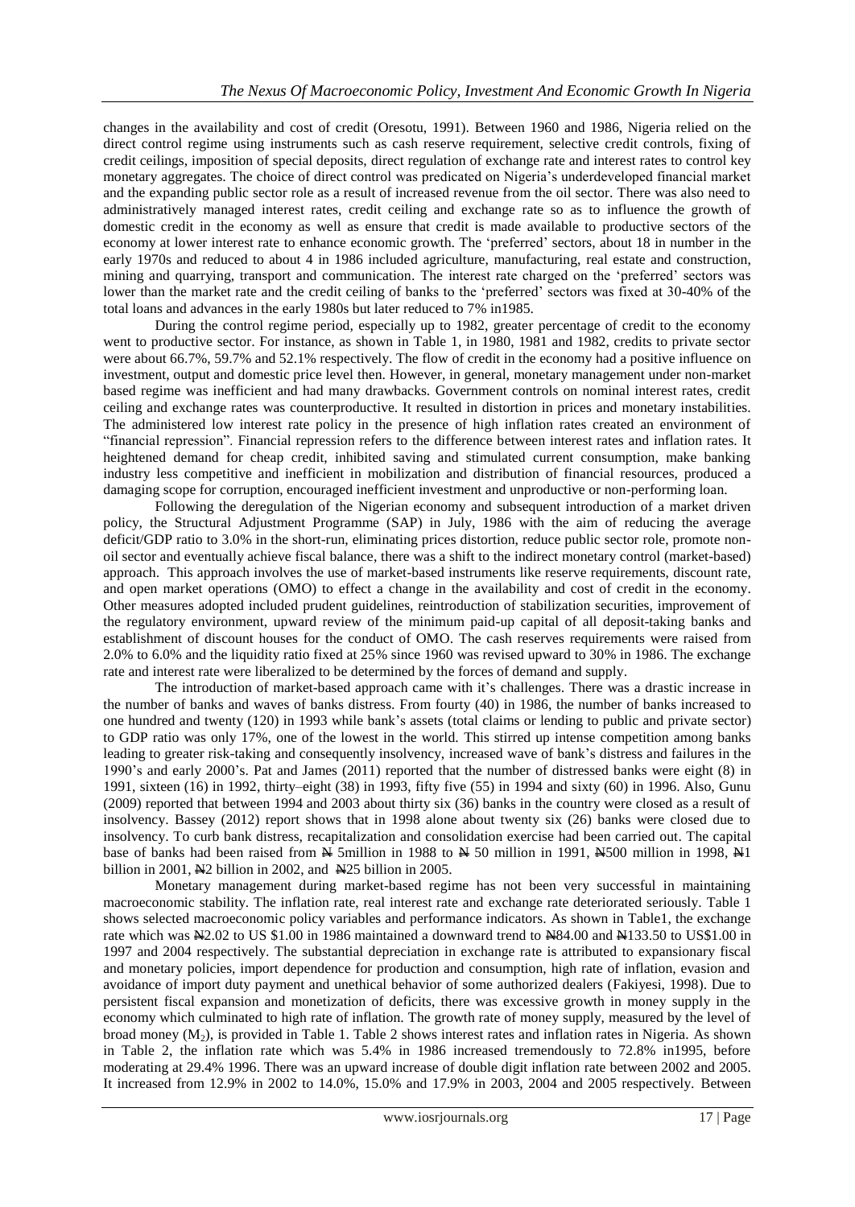changes in the availability and cost of credit (Oresotu, 1991). Between 1960 and 1986, Nigeria relied on the direct control regime using instruments such as cash reserve requirement, selective credit controls, fixing of credit ceilings, imposition of special deposits, direct regulation of exchange rate and interest rates to control key monetary aggregates. The choice of direct control was predicated on Nigeria's underdeveloped financial market and the expanding public sector role as a result of increased revenue from the oil sector. There was also need to administratively managed interest rates, credit ceiling and exchange rate so as to influence the growth of domestic credit in the economy as well as ensure that credit is made available to productive sectors of the economy at lower interest rate to enhance economic growth. The 'preferred' sectors, about 18 in number in the early 1970s and reduced to about 4 in 1986 included agriculture, manufacturing, real estate and construction, mining and quarrying, transport and communication. The interest rate charged on the 'preferred' sectors was lower than the market rate and the credit ceiling of banks to the 'preferred' sectors was fixed at 30-40% of the total loans and advances in the early 1980s but later reduced to 7% in1985.

During the control regime period, especially up to 1982, greater percentage of credit to the economy went to productive sector. For instance, as shown in Table 1, in 1980, 1981 and 1982, credits to private sector were about 66.7%, 59.7% and 52.1% respectively. The flow of credit in the economy had a positive influence on investment, output and domestic price level then. However, in general, monetary management under non-market based regime was inefficient and had many drawbacks. Government controls on nominal interest rates, credit ceiling and exchange rates was counterproductive. It resulted in distortion in prices and monetary instabilities. The administered low interest rate policy in the presence of high inflation rates created an environment of "financial repression". Financial repression refers to the difference between interest rates and inflation rates. It heightened demand for cheap credit, inhibited saving and stimulated current consumption, make banking industry less competitive and inefficient in mobilization and distribution of financial resources, produced a damaging scope for corruption, encouraged inefficient investment and unproductive or non-performing loan.

Following the deregulation of the Nigerian economy and subsequent introduction of a market driven policy, the Structural Adjustment Programme (SAP) in July, 1986 with the aim of reducing the average deficit/GDP ratio to 3.0% in the short-run, eliminating prices distortion, reduce public sector role, promote non-oil sector and eventually achieve fiscal balance, there was a shift to the indirect monetary control (market-based) approach. This approach involves the use of market-based instruments like reserve requirements, discount rate, and open market operations (OMO) to effect a change in the availability and cost of credit in the economy. Other measures adopted included prudent guidelines, reintroduction of stabilization securities, improvement of the regulatory environment, upward review of the minimum paid-up capital of all deposit-taking banks and establishment of discount houses for the conduct of OMO. The cash reserves requirements were raised from 2.0% to 6.0% and the liquidity ratio fixed at 25% since 1960 was revised upward to 30% in 1986. The exchange rate and interest rate were liberalized to be determined by the forces of demand and supply.

The introduction of market-based approach came with it's challenges. There was a drastic increase in the number of banks and waves of banks distress. From fourty (40) in 1986, the number of banks increased to one hundred and twenty (120) in 1993 while bank's assets (total claims or lending to public and private sector) to GDP ratio was only 17%, one of the lowest in the world. This stirred up intense competition among banks leading to greater risk-taking and consequently insolvency, increased wave of bank's distress and failures in the 1990's and early 2000's. Pat and James (2011) reported that the number of distressed banks were eight (8) in 1991, sixteen (16) in 1992, thirty–eight (38) in 1993, fifty five (55) in 1994 and sixty (60) in 1996. Also, Gunu (2009) reported that between 1994 and 2003 about thirty six (36) banks in the country were closed as a result of insolvency. Bassey (2012) report shows that in 1998 alone about twenty six (26) banks were closed due to insolvency. To curb bank distress, recapitalization and consolidation exercise had been carried out. The capital base of banks had been raised from ₦ 5million in 1988 to ₦ 50 million in 1991, ₦500 million in 1998, ₦1 billion in 2001, ₦2 billion in 2002, and ₦25 billion in 2005.

Monetary management during market-based regime has not been very successful in maintaining macroeconomic stability. The inflation rate, real interest rate and exchange rate deteriorated seriously. Table 1 shows selected macroeconomic policy variables and performance indicators. As shown in Table1, the exchange rate which was ₦2.02 to US $1.00 in 1986 maintained a downward trend to ₦84.00 and ₦133.50 to US$1.00 in 1997 and 2004 respectively. The substantial depreciation in exchange rate is attributed to expansionary fiscal and monetary policies, import dependence for production and consumption, high rate of inflation, evasion and avoidance of import duty payment and unethical behavior of some authorized dealers (Fakiyesi, 1998). Due to persistent fiscal expansion and monetization of deficits, there was excessive growth in money supply in the economy which culminated to high rate of inflation. The growth rate of money supply, measured by the level of broad money ($M_2$), is provided in Table 1. Table 2 shows interest rates and inflation rates in Nigeria. As shown in Table 2, the inflation rate which was 5.4% in 1986 increased tremendously to 72.8% in1995, before moderating at 29.4% 1996. There was an upward increase of double digit inflation rate between 2002 and 2005. It increased from 12.9% in 2002 to 14.0%, 15.0% and 17.9% in 2003, 2004 and 2005 respectively. Between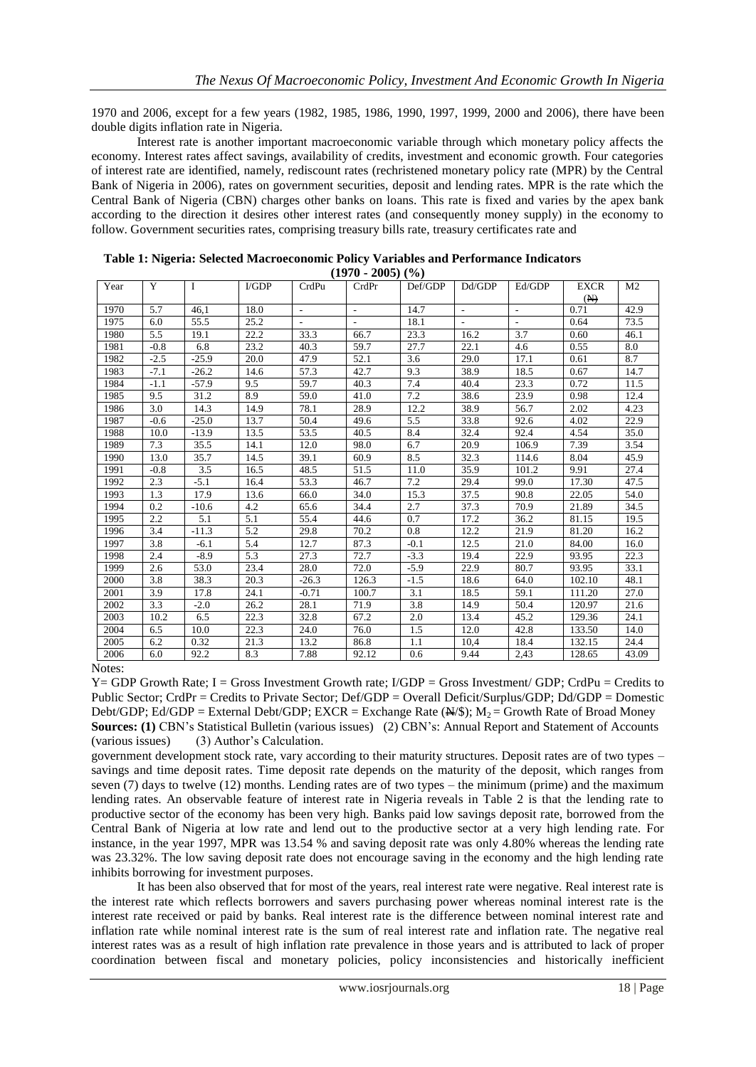1970 and 2006, except for a few years (1982, 1985, 1986, 1990, 1997, 1999, 2000 and 2006), there have been double digits inflation rate in Nigeria.

Interest rate is another important macroeconomic variable through which monetary policy affects the economy. Interest rates affect savings, availability of credits, investment and economic growth. Four categories of interest rate are identified, namely, rediscount rates (rechristened monetary policy rate (MPR) by the Central Bank of Nigeria in 2006), rates on government securities, deposit and lending rates. MPR is the rate which the Central Bank of Nigeria (CBN) charges other banks on loans. This rate is fixed and varies by the apex bank according to the direction it desires other interest rates (and consequently money supply) in the economy to follow. Government securities rates, comprising treasury bills rate, treasury certificates rate and government development stock rate, vary according to their maturity structures. Deposit rates are of two types – savings and time deposit rates. Time deposit rate depends on the maturity of the deposit, which ranges from seven (7) days to twelve (12) months. Lending rates are of two types – the minimum (prime) and the maximum lending rates. An observable feature of interest rate in Nigeria reveals in Table 2 is that the lending rate to productive sector of the economy has been very high. Banks paid low savings deposit rate, borrowed from the Central Bank of Nigeria at low rate and lend out to the productive sector at a very high lending rate. For instance, in the year 1997, MPR was 13.54 % and saving deposit rate was only 4.80% whereas the lending rate was 23.32%. The low saving deposit rate does not encourage saving in the economy and the high lending rate inhibits borrowing for investment purposes.

**Table 1: Nigeria: Selected Macroeconomic Policy Variables and Performance Indicators (1970 - 2005) (%)**

| Year | Y | I | I/GDP | CrdPu | CrdPr | Def/GDP | Dd/GDP | Ed/GDP | EXCR (₦) | M2 |
|---|---|---|---|---|---|---|---|---|---|---|
| 1970 | 5.7 | 46,1 | 18.0 | - | - | 14.7 | - | - | 0.71 | 42.9 |
| 1975 | 6.0 | 55.5 | 25.2 | - | - | 18.1 | - | - | 0.64 | 73.5 |
| 1980 | 5.5 | 19.1 | 22.2 | 33.3 | 66.7 | 23.3 | 16.2 | 3.7 | 0.60 | 46.1 |
| 1981 | -0.8 | 6.8 | 23.2 | 40.3 | 59.7 | 27.7 | 22.1 | 4.6 | 0.55 | 8.0 |
| 1982 | -2.5 | -25.9 | 20.0 | 47.9 | 52.1 | 3.6 | 29.0 | 17.1 | 0.61 | 8.7 |
| 1983 | -7.1 | -26.2 | 14.6 | 57.3 | 42.7 | 9.3 | 38.9 | 18.5 | 0.67 | 14.7 |
| 1984 | -1.1 | -57.9 | 9.5 | 59.7 | 40.3 | 7.4 | 40.4 | 23.3 | 0.72 | 11.5 |
| 1985 | 9.5 | 31.2 | 8.9 | 59.0 | 41.0 | 7.2 | 38.6 | 23.9 | 0.98 | 12.4 |
| 1986 | 3.0 | 14.3 | 14.9 | 78.1 | 28.9 | 12.2 | 38.9 | 56.7 | 2.02 | 4.23 |
| 1987 | -0.6 | -25.0 | 13.7 | 50.4 | 49.6 | 5.5 | 33.8 | 92.6 | 4.02 | 22.9 |
| 1988 | 10.0 | -13.9 | 13.5 | 53.5 | 40.5 | 8.4 | 32.4 | 92.4 | 4.54 | 35.0 |
| 1989 | 7.3 | 35.5 | 14.1 | 12.0 | 98.0 | 6.7 | 20.9 | 106.9 | 7.39 | 3.54 |
| 1990 | 13.0 | 35.7 | 14.5 | 39.1 | 60.9 | 8.5 | 32.3 | 114.6 | 8.04 | 45.9 |
| 1991 | -0.8 | 3.5 | 16.5 | 48.5 | 51.5 | 11.0 | 35.9 | 101.2 | 9.91 | 27.4 |
| 1992 | 2.3 | -5.1 | 16.4 | 53.3 | 46.7 | 7.2 | 29.4 | 99.0 | 17.30 | 47.5 |
| 1993 | 1.3 | 17.9 | 13.6 | 66.0 | 34.0 | 15.3 | 37.5 | 90.8 | 22.05 | 54.0 |
| 1994 | 0.2 | -10.6 | 4.2 | 65.6 | 34.4 | 2.7 | 37.3 | 70.9 | 21.89 | 34.5 |
| 1995 | 2.2 | 5.1 | 5.1 | 55.4 | 44.6 | 0.7 | 17.2 | 36.2 | 81.15 | 19.5 |
| 1996 | 3.4 | -11.3 | 5.2 | 29.8 | 70.2 | 0.8 | 12.2 | 21.9 | 81.20 | 16.2 |
| 1997 | 3.8 | -6.1 | 5.4 | 12.7 | 87.3 | -0.1 | 12.5 | 21.0 | 84.00 | 16.0 |
| 1998 | 2.4 | -8.9 | 5.3 | 27.3 | 72.7 | -3.3 | 19.4 | 22.9 | 93.95 | 22.3 |
| 1999 | 2.6 | 53.0 | 23.4 | 28.0 | 72.0 | -5.9 | 22.9 | 80.7 | 93.95 | 33.1 |
| 2000 | 3.8 | 38.3 | 20.3 | -26.3 | 126.3 | -1.5 | 18.6 | 64.0 | 102.10 | 48.1 |
| 2001 | 3.9 | 17.8 | 24.1 | -0.71 | 100.7 | 3.1 | 18.5 | 59.1 | 111.20 | 27.0 |
| 2002 | 3.3 | -2.0 | 26.2 | 28.1 | 71.9 | 3.8 | 14.9 | 50.4 | 120.97 | 21.6 |
| 2003 | 10.2 | 6.5 | 22.3 | 32.8 | 67.2 | 2.0 | 13.4 | 45.2 | 129.36 | 24.1 |
| 2004 | 6.5 | 10.0 | 22.3 | 24.0 | 76.0 | 1.5 | 12.0 | 42.8 | 133.50 | 14.0 |
| 2005 | 6.2 | 0.32 | 21.3 | 13.2 | 86.8 | 1.1 | 10,4 | 18.4 | 132.15 | 24.4 |
| 2006 | 6.0 | 92.2 | 8.3 | 7.88 | 92.12 | 0.6 | 9.44 | 2,43 | 128.65 | 43.09 |

Notes:

Y= GDP Growth Rate; I = Gross Investment Growth rate; I/GDP = Gross Investment/ GDP; CrdPu = Credits to Public Sector; CrdPr = Credits to Private Sector; Def/GDP = Overall Deficit/Surplus/GDP; Dd/GDP = Domestic Debt/GDP; Ed/GDP = External Debt/GDP; EXCR = Exchange Rate (₦/$); $M_2$ = Growth Rate of Broad Money

**Sources: (1)** CBN's Statistical Bulletin (various issues) (2) CBN's: Annual Report and Statement of Accounts (various issues) (3) Author's Calculation.

It has been also observed that for most of the years, real interest rate were negative. Real interest rate is the interest rate which reflects borrowers and savers purchasing power whereas nominal interest rate is the interest rate received or paid by banks. Real interest rate is the difference between nominal interest rate and inflation rate while nominal interest rate is the sum of real interest rate and inflation rate. The negative real interest rates was as a result of high inflation rate prevalence in those years and is attributed to lack of proper coordination between fiscal and monetary policies, policy inconsistencies and historically inefficient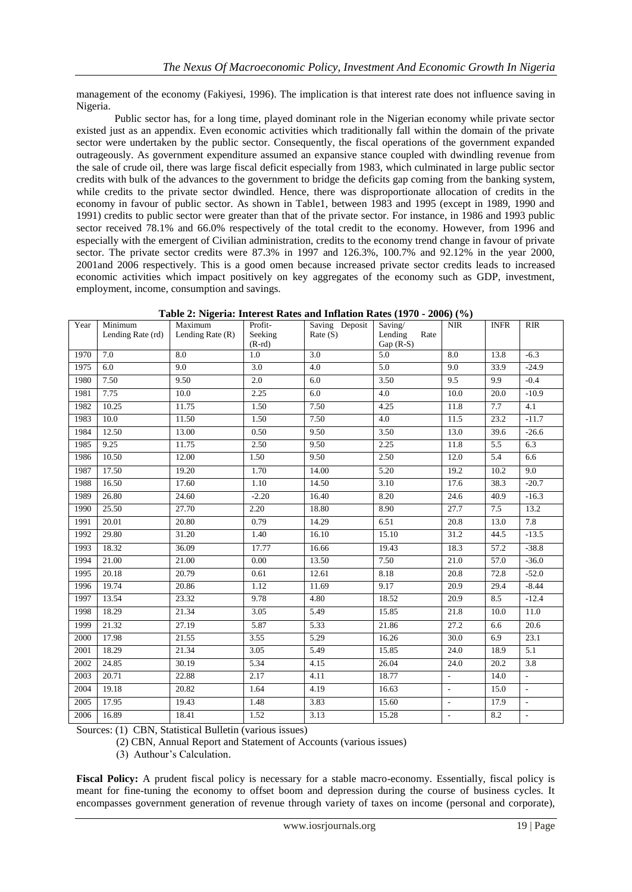management of the economy (Fakiyesi, 1996). The implication is that interest rate does not influence saving in Nigeria.

Public sector has, for a long time, played dominant role in the Nigerian economy while private sector existed just as an appendix. Even economic activities which traditionally fall within the domain of the private sector were undertaken by the public sector. Consequently, the fiscal operations of the government expanded outrageously. As government expenditure assumed an expansive stance coupled with dwindling revenue from the sale of crude oil, there was large fiscal deficit especially from 1983, which culminated in large public sector credits with bulk of the advances to the government to bridge the deficits gap coming from the banking system, while credits to the private sector dwindled. Hence, there was disproportionate allocation of credits in the economy in favour of public sector. As shown in Table1, between 1983 and 1995 (except in 1989, 1990 and 1991) credits to public sector were greater than that of the private sector. For instance, in 1986 and 1993 public sector received 78.1% and 66.0% respectively of the total credit to the economy. However, from 1996 and especially with the emergent of Civilian administration, credits to the economy trend change in favour of private sector. The private sector credits were 87.3% in 1997 and 126.3%, 100.7% and 92.12% in the year 2000, 2001and 2006 respectively. This is a good omen because increased private sector credits leads to increased economic activities which impact positively on key aggregates of the economy such as GDP, investment, employment, income, consumption and savings.

**Table 2: Nigeria: Interest Rates and Inflation Rates (1970 - 2006) (%)**

| Year | Minimum Lending Rate (rd) | Maximum Lending Rate (R) | Profit-Seeking (R-rd) | Saving Deposit Rate (S) | Saving/ Lending Rate Gap (R-S) | NIR | INFR | RIR |
|---|---|---|---|---|---|---|---|---|
| 1970 | 7.0 | 8.0 | 1.0 | 3.0 | 5.0 | 8.0 | 13.8 | -6.3 |
| 1975 | 6.0 | 9.0 | 3.0 | 4.0 | 5.0 | 9.0 | 33.9 | -24.9 |
| 1980 | 7.50 | 9.50 | 2.0 | 6.0 | 3.50 | 9.5 | 9.9 | -0.4 |
| 1981 | 7.75 | 10.0 | 2.25 | 6.0 | 4.0 | 10.0 | 20.0 | -10.9 |
| 1982 | 10.25 | 11.75 | 1.50 | 7.50 | 4.25 | 11.8 | 7.7 | 4.1 |
| 1983 | 10.0 | 11.50 | 1.50 | 7.50 | 4.0 | 11.5 | 23.2 | -11.7 |
| 1984 | 12.50 | 13.00 | 0.50 | 9.50 | 3.50 | 13.0 | 39.6 | -26.6 |
| 1985 | 9.25 | 11.75 | 2.50 | 9.50 | 2.25 | 11.8 | 5.5 | 6.3 |
| 1986 | 10.50 | 12.00 | 1.50 | 9.50 | 2.50 | 12.0 | 5.4 | 6.6 |
| 1987 | 17.50 | 19.20 | 1.70 | 14.00 | 5.20 | 19.2 | 10.2 | 9.0 |
| 1988 | 16.50 | 17.60 | 1.10 | 14.50 | 3.10 | 17.6 | 38.3 | -20.7 |
| 1989 | 26.80 | 24.60 | -2.20 | 16.40 | 8.20 | 24.6 | 40.9 | -16.3 |
| 1990 | 25.50 | 27.70 | 2.20 | 18.80 | 8.90 | 27.7 | 7.5 | 13.2 |
| 1991 | 20.01 | 20.80 | 0.79 | 14.29 | 6.51 | 20.8 | 13.0 | 7.8 |
| 1992 | 29.80 | 31.20 | 1.40 | 16.10 | 15.10 | 31.2 | 44.5 | -13.5 |
| 1993 | 18.32 | 36.09 | 17.77 | 16.66 | 19.43 | 18.3 | 57.2 | -38.8 |
| 1994 | 21.00 | 21.00 | 0.00 | 13.50 | 7.50 | 21.0 | 57.0 | -36.0 |
| 1995 | 20.18 | 20.79 | 0.61 | 12.61 | 8.18 | 20.8 | 72.8 | -52.0 |
| 1996 | 19.74 | 20.86 | 1.12 | 11.69 | 9.17 | 20.9 | 29.4 | -8.44 |
| 1997 | 13.54 | 23.32 | 9.78 | 4.80 | 18.52 | 20.9 | 8.5 | -12.4 |
| 1998 | 18.29 | 21.34 | 3.05 | 5.49 | 15.85 | 21.8 | 10.0 | 11.0 |
| 1999 | 21.32 | 27.19 | 5.87 | 5.33 | 21.86 | 27.2 | 6.6 | 20.6 |
| 2000 | 17.98 | 21.55 | 3.55 | 5.29 | 16.26 | 30.0 | 6.9 | 23.1 |
| 2001 | 18.29 | 21.34 | 3.05 | 5.49 | 15.85 | 24.0 | 18.9 | 5.1 |
| 2002 | 24.85 | 30.19 | 5.34 | 4.15 | 26.04 | 24.0 | 20.2 | 3.8 |
| 2003 | 20.71 | 22.88 | 2.17 | 4.11 | 18.77 | - | 14.0 | - |
| 2004 | 19.18 | 20.82 | 1.64 | 4.19 | 16.63 | - | 15.0 | - |
| 2005 | 17.95 | 19.43 | 1.48 | 3.83 | 15.60 | - | 17.9 | - |
| 2006 | 16.89 | 18.41 | 1.52 | 3.13 | 15.28 | - | 8.2 | - |

Sources: (1) CBN, Statistical Bulletin (various issues)

(2) CBN, Annual Report and Statement of Accounts (various issues)

(3) Authour's Calculation.

**Fiscal Policy:** A prudent fiscal policy is necessary for a stable macro-economy. Essentially, fiscal policy is meant for fine-tuning the economy to offset boom and depression during the course of business cycles. It encompasses government generation of revenue through variety of taxes on income (personal and corporate),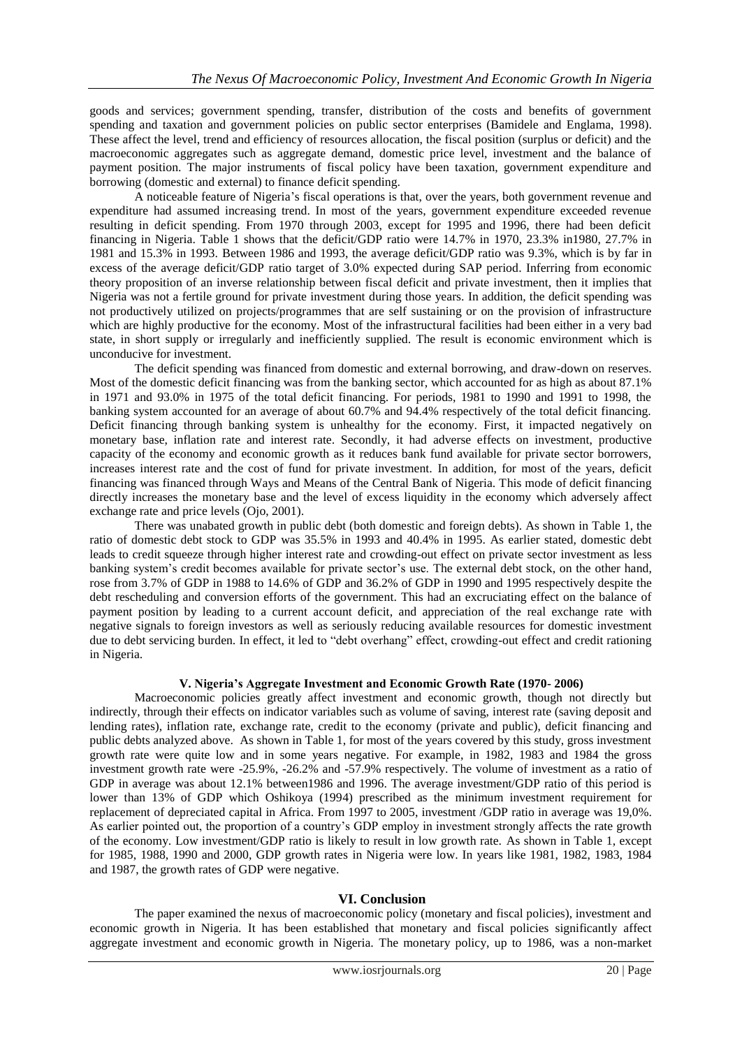goods and services; government spending, transfer, distribution of the costs and benefits of government spending and taxation and government policies on public sector enterprises (Bamidele and Englama, 1998). These affect the level, trend and efficiency of resources allocation, the fiscal position (surplus or deficit) and the macroeconomic aggregates such as aggregate demand, domestic price level, investment and the balance of payment position. The major instruments of fiscal policy have been taxation, government expenditure and borrowing (domestic and external) to finance deficit spending.

A noticeable feature of Nigeria's fiscal operations is that, over the years, both government revenue and expenditure had assumed increasing trend. In most of the years, government expenditure exceeded revenue resulting in deficit spending. From 1970 through 2003, except for 1995 and 1996, there had been deficit financing in Nigeria. Table 1 shows that the deficit/GDP ratio were 14.7% in 1970, 23.3% in1980, 27.7% in 1981 and 15.3% in 1993. Between 1986 and 1993, the average deficit/GDP ratio was 9.3%, which is by far in excess of the average deficit/GDP ratio target of 3.0% expected during SAP period. Inferring from economic theory proposition of an inverse relationship between fiscal deficit and private investment, then it implies that Nigeria was not a fertile ground for private investment during those years. In addition, the deficit spending was not productively utilized on projects/programmes that are self sustaining or on the provision of infrastructure which are highly productive for the economy. Most of the infrastructural facilities had been either in a very bad state, in short supply or irregularly and inefficiently supplied. The result is economic environment which is unconducive for investment.

The deficit spending was financed from domestic and external borrowing, and draw-down on reserves. Most of the domestic deficit financing was from the banking sector, which accounted for as high as about 87.1% in 1971 and 93.0% in 1975 of the total deficit financing. For periods, 1981 to 1990 and 1991 to 1998, the banking system accounted for an average of about 60.7% and 94.4% respectively of the total deficit financing. Deficit financing through banking system is unhealthy for the economy. First, it impacted negatively on monetary base, inflation rate and interest rate. Secondly, it had adverse effects on investment, productive capacity of the economy and economic growth as it reduces bank fund available for private sector borrowers, increases interest rate and the cost of fund for private investment. In addition, for most of the years, deficit financing was financed through Ways and Means of the Central Bank of Nigeria. This mode of deficit financing directly increases the monetary base and the level of excess liquidity in the economy which adversely affect exchange rate and price levels (Ojo, 2001).

There was unabated growth in public debt (both domestic and foreign debts). As shown in Table 1, the ratio of domestic debt stock to GDP was 35.5% in 1993 and 40.4% in 1995. As earlier stated, domestic debt leads to credit squeeze through higher interest rate and crowding-out effect on private sector investment as less banking system's credit becomes available for private sector's use. The external debt stock, on the other hand, rose from 3.7% of GDP in 1988 to 14.6% of GDP and 36.2% of GDP in 1990 and 1995 respectively despite the debt rescheduling and conversion efforts of the government. This had an excruciating effect on the balance of payment position by leading to a current account deficit, and appreciation of the real exchange rate with negative signals to foreign investors as well as seriously reducing available resources for domestic investment due to debt servicing burden. In effect, it led to "debt overhang" effect, crowding-out effect and credit rationing in Nigeria.

## V. Nigeria's Aggregate Investment and Economic Growth Rate (1970- 2006)

Macroeconomic policies greatly affect investment and economic growth, though not directly but indirectly, through their effects on indicator variables such as volume of saving, interest rate (saving deposit and lending rates), inflation rate, exchange rate, credit to the economy (private and public), deficit financing and public debts analyzed above. As shown in Table 1, for most of the years covered by this study, gross investment growth rate were quite low and in some years negative. For example, in 1982, 1983 and 1984 the gross investment growth rate were -25.9%, -26.2% and -57.9% respectively. The volume of investment as a ratio of GDP in average was about 12.1% between1986 and 1996. The average investment/GDP ratio of this period is lower than 13% of GDP which Oshikoya (1994) prescribed as the minimum investment requirement for replacement of depreciated capital in Africa. From 1997 to 2005, investment /GDP ratio in average was 19,0%. As earlier pointed out, the proportion of a country's GDP employ in investment strongly affects the rate growth of the economy. Low investment/GDP ratio is likely to result in low growth rate. As shown in Table 1, except for 1985, 1988, 1990 and 2000, GDP growth rates in Nigeria were low. In years like 1981, 1982, 1983, 1984 and 1987, the growth rates of GDP were negative.

## VI. Conclusion

The paper examined the nexus of macroeconomic policy (monetary and fiscal policies), investment and economic growth in Nigeria. It has been established that monetary and fiscal policies significantly affect aggregate investment and economic growth in Nigeria. The monetary policy, up to 1986, was a non-market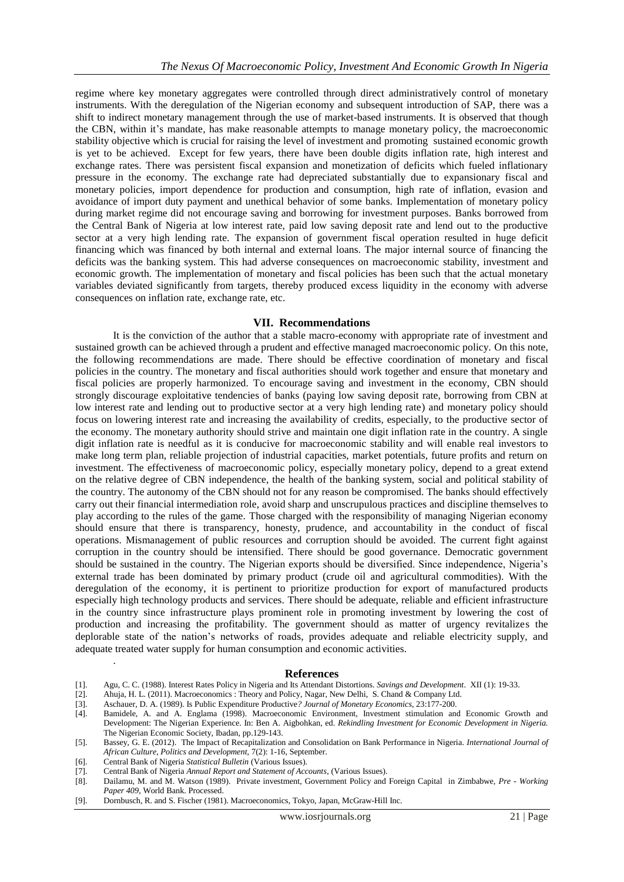regime where key monetary aggregates were controlled through direct administratively control of monetary instruments. With the deregulation of the Nigerian economy and subsequent introduction of SAP, there was a shift to indirect monetary management through the use of market-based instruments. It is observed that though the CBN, within it's mandate, has make reasonable attempts to manage monetary policy, the macroeconomic stability objective which is crucial for raising the level of investment and promoting sustained economic growth is yet to be achieved. Except for few years, there have been double digits inflation rate, high interest and exchange rates. There was persistent fiscal expansion and monetization of deficits which fueled inflationary pressure in the economy. The exchange rate had depreciated substantially due to expansionary fiscal and monetary policies, import dependence for production and consumption, high rate of inflation, evasion and avoidance of import duty payment and unethical behavior of some banks. Implementation of monetary policy during market regime did not encourage saving and borrowing for investment purposes. Banks borrowed from the Central Bank of Nigeria at low interest rate, paid low saving deposit rate and lend out to the productive sector at a very high lending rate. The expansion of government fiscal operation resulted in huge deficit financing which was financed by both internal and external loans. The major internal source of financing the deficits was the banking system. This had adverse consequences on macroeconomic stability, investment and economic growth. The implementation of monetary and fiscal policies has been such that the actual monetary variables deviated significantly from targets, thereby produced excess liquidity in the economy with adverse consequences on inflation rate, exchange rate, etc.

## VII. Recommendations

It is the conviction of the author that a stable macro-economy with appropriate rate of investment and sustained growth can be achieved through a prudent and effective managed macroeconomic policy. On this note, the following recommendations are made. There should be effective coordination of monetary and fiscal policies in the country. The monetary and fiscal authorities should work together and ensure that monetary and fiscal policies are properly harmonized. To encourage saving and investment in the economy, CBN should strongly discourage exploitative tendencies of banks (paying low saving deposit rate, borrowing from CBN at low interest rate and lending out to productive sector at a very high lending rate) and monetary policy should focus on lowering interest rate and increasing the availability of credits, especially, to the productive sector of the economy. The monetary authority should strive and maintain one digit inflation rate in the country. A single digit inflation rate is needful as it is conducive for macroeconomic stability and will enable real investors to make long term plan, reliable projection of industrial capacities, market potentials, future profits and return on investment. The effectiveness of macroeconomic policy, especially monetary policy, depend to a great extend on the relative degree of CBN independence, the health of the banking system, social and political stability of the country. The autonomy of the CBN should not for any reason be compromised. The banks should effectively carry out their financial intermediation role, avoid sharp and unscrupulous practices and discipline themselves to play according to the rules of the game. Those charged with the responsibility of managing Nigerian economy should ensure that there is transparency, honesty, prudence, and accountability in the conduct of fiscal operations. Mismanagement of public resources and corruption should be avoided. The current fight against corruption in the country should be intensified. There should be good governance. Democratic government should be sustained in the country. The Nigerian exports should be diversified. Since independence, Nigeria's external trade has been dominated by primary product (crude oil and agricultural commodities). With the deregulation of the economy, it is pertinent to prioritize production for export of manufactured products especially high technology products and services. There should be adequate, reliable and efficient infrastructure in the country since infrastructure plays prominent role in promoting investment by lowering the cost of production and increasing the profitability. The government should as matter of urgency revitalizes the deplorable state of the nation's networks of roads, provides adequate and reliable electricity supply, and adequate treated water supply for human consumption and economic activities.

## References

[1]. Agu, C. C. (1988). Interest Rates Policy in Nigeria and Its Attendant Distortions. *Savings and Development*. XII (1): 19-33.

[2]. Ahuja, H. L. (2011). Macroeconomics : Theory and Policy, Nagar, New Delhi, S. Chand & Company Ltd.

[3]. Aschauer, D. A. (1989). Is Public Expenditure Productive*? Journal of Monetary Economics*, 23:177-200.

[4]. Bamidele, A. and A. Englama (1998). Macroeconomic Environment, Investment stimulation and Economic Growth and Development: The Nigerian Experience. In: Ben A. Aigbohkan, ed. *Rekindling Investment for Economic Development in Nigeria.* The Nigerian Economic Society, Ibadan, pp.129-143.

[5]. Bassey, G. E. (2012). The Impact of Recapitalization and Consolidation on Bank Performance in Nigeria. *International Journal of African Culture, Politics and Development*, 7(2): 1-16, September.

[6]. Central Bank of Nigeria *Statistical Bulletin* (Various Issues).

[7]. Central Bank of Nigeria *Annual Report and Statement of Accounts*, (Various Issues).

[8]. Dailamu, M. and M. Watson (1989). Private investment, Government Policy and Foreign Capital in Zimbabwe, *Pre - Working Paper 409*, World Bank. Processed.

[9]. Dornbusch, R. and S. Fischer (1981). Macroeconomics, Tokyo, Japan, McGraw-Hill Inc.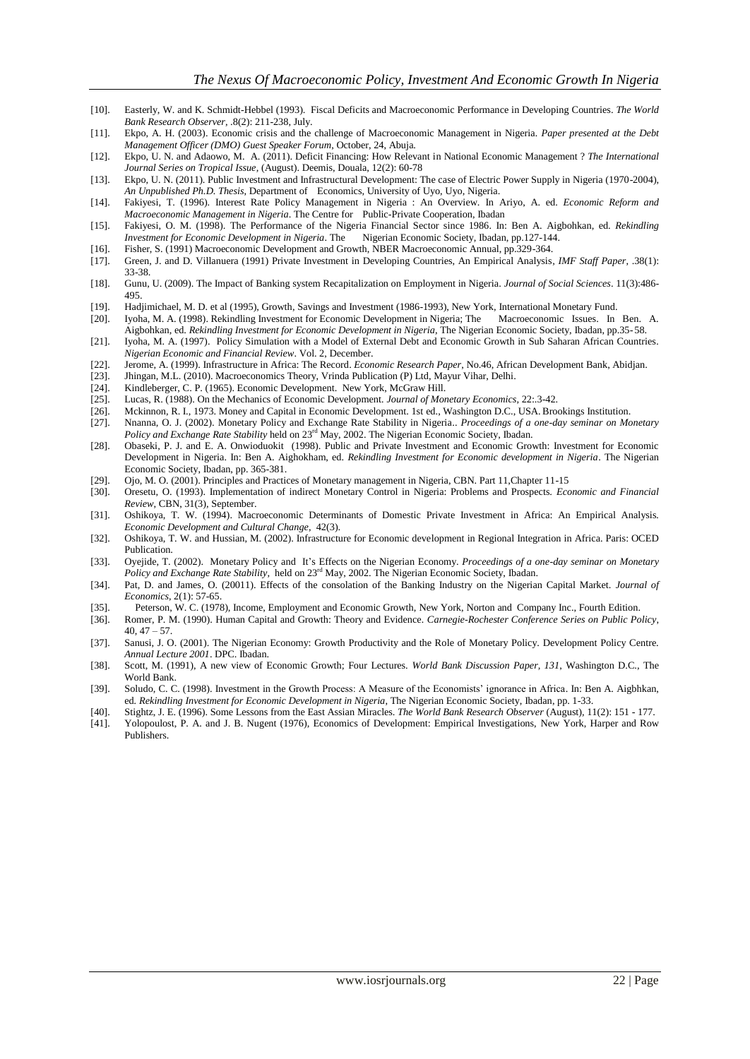[10]. Easterly, W. and K. Schmidt-Hebbel (1993). Fiscal Deficits and Macroeconomic Performance in Developing Countries. *The World Bank Research Observer*, .8(2): 211-238, July.

[11]. Ekpo, A. H. (2003). Economic crisis and the challenge of Macroeconomic Management in Nigeria. *Paper presented at the Debt Management Officer (DMO) Guest Speaker Forum*, October, 24, Abuja.

[12]. Ekpo, U. N. and Adaowo, M. A. (2011). Deficit Financing: How Relevant in National Economic Management ? *The International Journal Series on Tropical Issue*, (August). Deemis, Douala, 12(2): 60-78

[13]. Ekpo, U. N. (2011). Public Investment and Infrastructural Development: The case of Electric Power Supply in Nigeria (1970-2004), *An Unpublished Ph.D. Thesis*, Department of Economics, University of Uyo, Uyo, Nigeria.

[14]. Fakiyesi, T. (1996). Interest Rate Policy Management in Nigeria : An Overview. In Ariyo, A. ed. *Economic Reform and Macroeconomic Management in Nigeria*. The Centre for Public-Private Cooperation, Ibadan

[15]. Fakiyesi, O. M. (1998). The Performance of the Nigeria Financial Sector since 1986. In: Ben A. Aigbohkan, ed. *Rekindling Investment for Economic Development in Nigeria*. The Nigerian Economic Society, Ibadan, pp.127-144.

[16]. Fisher, S. (1991) Macroeconomic Development and Growth, NBER Macroeconomic Annual, pp.329-364.

[17]. Green, J. and D. Villanuera (1991) Private Investment in Developing Countries, An Empirical Analysis, *IMF Staff Paper*, .38(1): 33-38.

[18]. Gunu, U. (2009). The Impact of Banking system Recapitalization on Employment in Nigeria. *Journal of Social Sciences*. 11(3):486-495.

[19]. Hadjimichael, M. D. et al (1995), Growth, Savings and Investment (1986-1993), New York, International Monetary Fund.

[20]. Iyoha, M. A. (1998). Rekindling Investment for Economic Development in Nigeria; The Macroeconomic Issues. In Ben. A. Aigbohkan, ed. *Rekindling Investment for Economic Development in Nigeria*, The Nigerian Economic Society, Ibadan, pp.35-58.

[21]. Iyoha, M. A. (1997). Policy Simulation with a Model of External Debt and Economic Growth in Sub Saharan African Countries. *Nigerian Economic and Financial Review*. Vol. 2, December.

[22]. Jerome, A. (1999). Infrastructure in Africa: The Record. *Economic Research Paper*, No.46, African Development Bank, Abidjan.

[23]. Jhingan, M.L. (2010). Macroeconomics Theory, Vrinda Publication (P) Ltd, Mayur Vihar, Delhi.

[24]. Kindleberger, C. P. (1965). Economic Development. New York, McGraw Hill.

[25]. Lucas, R. (1988). On the Mechanics of Economic Development. *Journal of Monetary Economics,* 22:.3-42.

[26]. Mckinnon, R. I., 1973. Money and Capital in Economic Development. 1st ed., Washington D.C., USA. Brookings Institution.

[27]. Nnanna, O. J. (2002). Monetary Policy and Exchange Rate Stability in Nigeria.. *Proceedings of a one-day seminar on Monetary Policy and Exchange Rate Stability* held on 23rd May, 2002. The Nigerian Economic Society, Ibadan.

[28]. Obaseki, P. J. and E. A. Onwioduokit (1998). Public and Private Investment and Economic Growth: Investment for Economic Development in Nigeria. In: Ben A. Aighokham, ed. *Rekindling Investment for Economic development in Nigeria*. The Nigerian Economic Society, Ibadan, pp. 365-381.

[29]. Ojo, M. O. (2001). Principles and Practices of Monetary management in Nigeria, CBN. Part 11,Chapter 11-15

[30]. Oresetu, O. (1993). Implementation of indirect Monetary Control in Nigeria: Problems and Prospects. *Economic and Financial Review*, CBN, 31(3), September.

[31]. Oshikoya, T. W. (1994). Macroeconomic Determinants of Domestic Private Investment in Africa: An Empirical Analysis. *Economic Development and Cultural Change*, 42(3).

[32]. Oshikoya, T. W. and Hussian, M. (2002). Infrastructure for Economic development in Regional Integration in Africa. Paris: OCED Publication.

[33]. Oyejide, T. (2002). Monetary Policy and It's Effects on the Nigerian Economy. *Proceedings of a one-day seminar on Monetary Policy and Exchange Rate Stability*, held on 23rd May, 2002. The Nigerian Economic Society, Ibadan.

[34]. Pat, D. and James, O. (20011). Effects of the consolation of the Banking Industry on the Nigerian Capital Market. *Journal of Economics*, 2(1): 57-65.

[35]. Peterson, W. C. (1978), Income, Employment and Economic Growth, New York, Norton and Company Inc., Fourth Edition.

[36]. Romer, P. M. (1990). Human Capital and Growth: Theory and Evidence. *Carnegie-Rochester Conference Series on Public Policy*, 40, 47 – 57.

[37]. Sanusi, J. O. (2001). The Nigerian Economy: Growth Productivity and the Role of Monetary Policy. Development Policy Centre. *Annual Lecture 2001*. DPC. Ibadan.

[38]. Scott, M. (1991), A new view of Economic Growth; Four Lectures. *World Bank Discussion Paper, 131*, Washington D.C., The World Bank.

[39]. Soludo, C. C. (1998). Investment in the Growth Process: A Measure of the Economists' ignorance in Africa. In: Ben A. Aigbhkan, ed. *Rekindling Investment for Economic Development in Nigeria*, The Nigerian Economic Society, Ibadan, pp. 1-33.

[40]. Stightz, J. E. (1996). Some Lessons from the East Assian Miracles. *The World Bank Research Observer* (August), 11(2): 151 - 177.

[41]. Yolopoulost, P. A. and J. B. Nugent (1976), Economics of Development: Empirical Investigations, New York, Harper and Row Publishers.